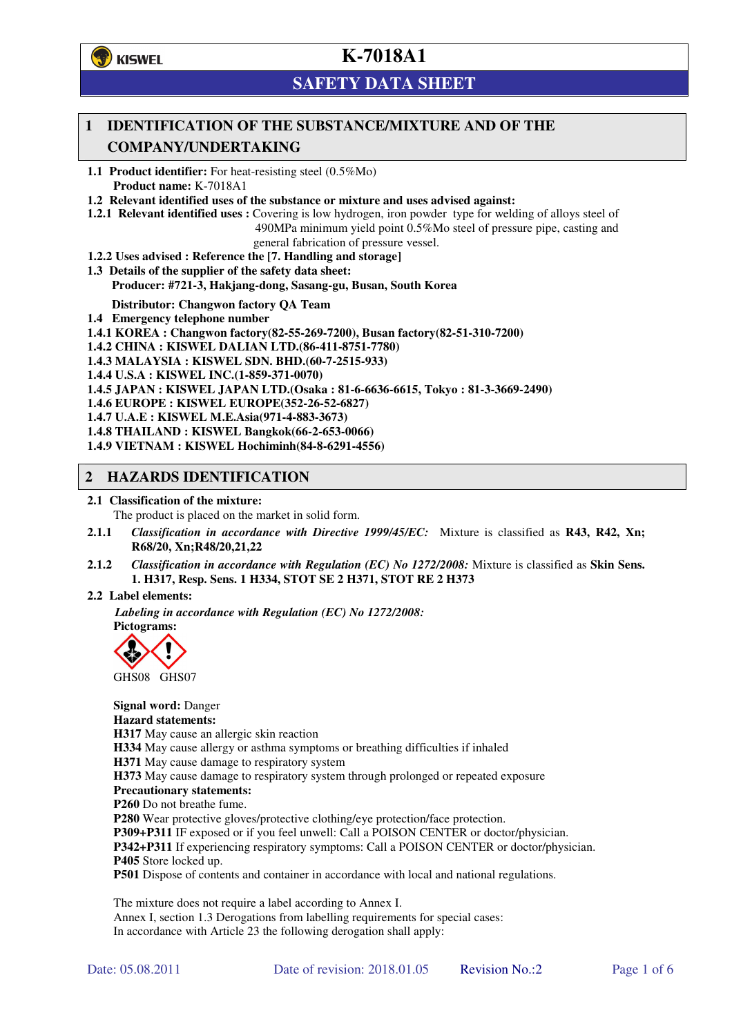# K-7018A1

## SAFETY DATA SHEET

## 1 IDENTIFICATION OF THE SUBSTANCE/MIXTURE AND OF THE COMPANY/UNDERTAKING

**1.1 Product identifier:** For heat-resisting steel (0.5%Mo)
**Product name:** K-7018A1

**1.2 Relevant identified uses of the substance or mixture and uses advised against:**

**1.2.1 Relevant identified uses :** Covering is low hydrogen, iron powder type for welding of alloys steel of 490MPa minimum yield point 0.5%Mo steel of pressure pipe, casting and general fabrication of pressure vessel.

**1.2.2 Uses advised : Reference the [7. Handling and storage]**

**1.3 Details of the supplier of the safety data sheet:**
**Producer: #721-3, Hakjang-dong, Sasang-gu, Busan, South Korea**

**Distributor: Changwon factory QA Team**

**1.4 Emergency telephone number**

**1.4.1 KOREA : Changwon factory(82-55-269-7200), Busan factory(82-51-310-7200)**
**1.4.2 CHINA : KISWEL DALIAN LTD.(86-411-8751-7780)**
**1.4.3 MALAYSIA : KISWEL SDN. BHD.(60-7-2515-933)**
**1.4.4 U.S.A : KISWEL INC.(1-859-371-0070)**
**1.4.5 JAPAN : KISWEL JAPAN LTD.(Osaka : 81-6-6636-6615, Tokyo : 81-3-3669-2490)**
**1.4.6 EUROPE : KISWEL EUROPE(352-26-52-6827)**
**1.4.7 U.A.E : KISWEL M.E.Asia(971-4-883-3673)**
**1.4.8 THAILAND : KISWEL Bangkok(66-2-653-0066)**
**1.4.9 VIETNAM : KISWEL Hochiminh(84-8-6291-4556)**

## 2 HAZARDS IDENTIFICATION

**2.1 Classification of the mixture:**
The product is placed on the market in solid form.

**2.1.1** *Classification in accordance with Directive 1999/45/EC:* Mixture is classified as **R43, R42, Xn; R68/20, Xn;R48/20,21,22**

**2.1.2** *Classification in accordance with Regulation (EC) No 1272/2008:* Mixture is classified as **Skin Sens. 1. H317, Resp. Sens. 1 H334, STOT SE 2 H371, STOT RE 2 H373**

**2.2 Label elements:**

*Labeling in accordance with Regulation (EC) No 1272/2008:*

**Pictograms:**

GHS08 GHS07

**Signal word:** Danger

**Hazard statements:**
**H317** May cause an allergic skin reaction
**H334** May cause allergy or asthma symptoms or breathing difficulties if inhaled
**H371** May cause damage to respiratory system
**H373** May cause damage to respiratory system through prolonged or repeated exposure

**Precautionary statements:**
**P260** Do not breathe fume.
**P280** Wear protective gloves/protective clothing/eye protection/face protection.
**P309+P311** IF exposed or if you feel unwell: Call a POISON CENTER or doctor/physician.
**P342+P311** If experiencing respiratory symptoms: Call a POISON CENTER or doctor/physician.
**P405** Store locked up.
**P501** Dispose of contents and container in accordance with local and national regulations.

The mixture does not require a label according to Annex I.
Annex I, section 1.3 Derogations from labelling requirements for special cases:
In accordance with Article 23 the following derogation shall apply: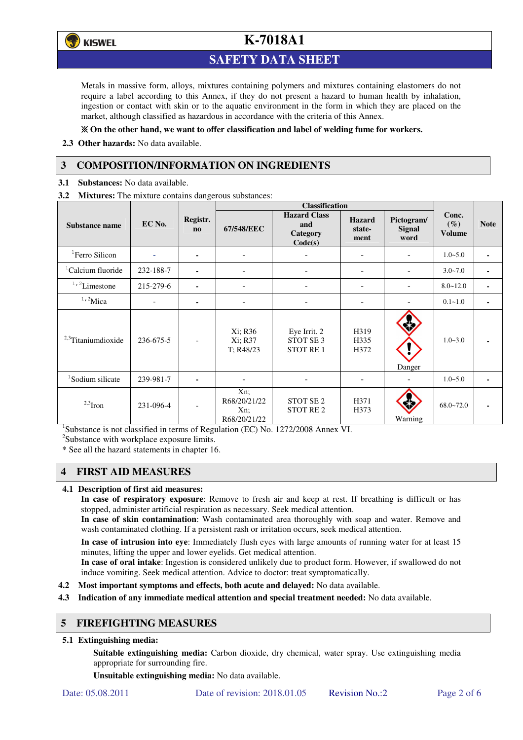Metals in massive form, alloys, mixtures containing polymers and mixtures containing elastomers do not require a label according to this Annex, if they do not present a hazard to human health by inhalation, ingestion or contact with skin or to the aquatic environment in the form in which they are placed on the market, although classified as hazardous in accordance with the criteria of this Annex.

**※ On the other hand, we want to offer classification and label of welding fume for workers.**

**2.3 Other hazards:** No data available.

## 3 COMPOSITION/INFORMATION ON INGREDIENTS

**3.1 Substances:** No data available.

**3.2 Mixtures:** The mixture contains dangerous substances:

| Substance name | EC No. | Registr. no | Classification | | | | Conc. (%) Volume | Note |
|---|---|---|---|---|---|---|---|---|
| | | | 67/548/EEC | Hazard Class and Category Code(s) | Hazard statement | Pictogram/ Signal word | | |
| [1]Ferro Silicon | - | - | - | - | - | - | 1.0~5.0 | - |
| [1]Calcium fluoride | 232-188-7 | - | - | - | - | - | 3.0~7.0 | - |
| [1,2]Limestone | 215-279-6 | - | - | - | - | - | 8.0~12.0 | - |
| [1,2]Mica | - | - | - | - | - | - | 0.1~1.0 | - |
| [2,3]Titaniumdioxide | 236-675-5 | - | Xi; R36 Xi; R37 T; R48/23 | Eye Irrit. 2 STOT SE 3 STOT RE 1 | H319 H335 H372 | Danger | 1.0~3.0 | - |
| [1]Sodium silicate | 239-981-7 | - | - | - | - | - | 1.0~5.0 | - |
| [2,3]Iron | 231-096-4 | - | Xn; R68/20/21/22 Xn; R68/20/21/22 | STOT SE 2 STOT RE 2 | H371 H373 | Warning | 68.0~72.0 | - |

[1]Substance is not classified in terms of Regulation (EC) No. 1272/2008 Annex VI.
[2]Substance with workplace exposure limits.
* See all the hazard statements in chapter 16.

## 4 FIRST AID MEASURES

**4.1 Description of first aid measures:**

**In case of respiratory exposure**: Remove to fresh air and keep at rest. If breathing is difficult or has stopped, administer artificial respiration as necessary. Seek medical attention.

**In case of skin contamination**: Wash contaminated area thoroughly with soap and water. Remove and wash contaminated clothing. If a persistent rash or irritation occurs, seek medical attention.

**In case of intrusion into eye**: Immediately flush eyes with large amounts of running water for at least 15 minutes, lifting the upper and lower eyelids. Get medical attention.

**In case of oral intake**: Ingestion is considered unlikely due to product form. However, if swallowed do not induce vomiting. Seek medical attention. Advice to doctor: treat symptomatically.

**4.2 Most important symptoms and effects, both acute and delayed:** No data available.

**4.3 Indication of any immediate medical attention and special treatment needed:** No data available.

## 5 FIREFIGHTING MEASURES

**5.1 Extinguishing media:**

**Suitable extinguishing media:** Carbon dioxide, dry chemical, water spray. Use extinguishing media appropriate for surrounding fire.

**Unsuitable extinguishing media:** No data available.

Date: 05.08.2011 Date of revision: 2018.01.05 Revision No.:2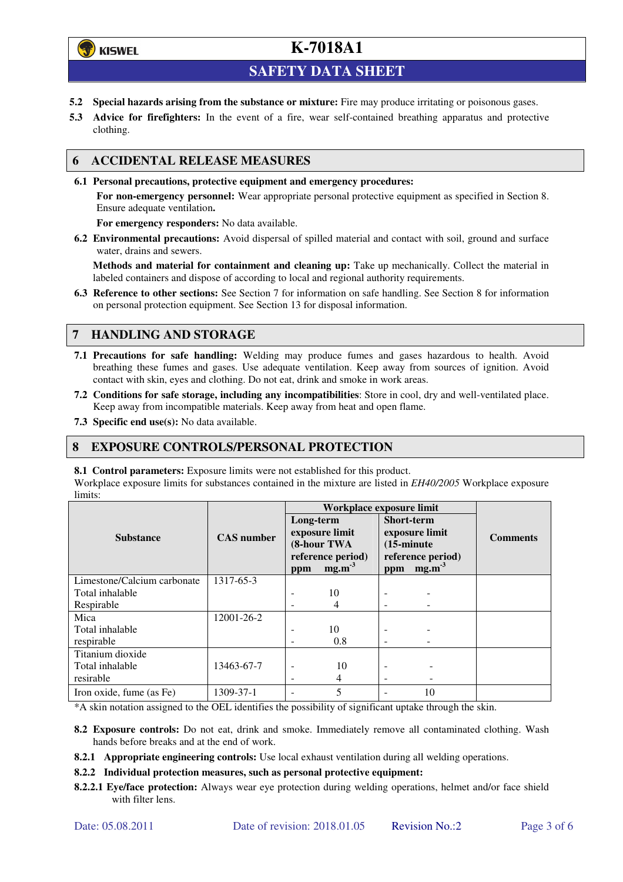**5.2 Special hazards arising from the substance or mixture:** Fire may produce irritating or poisonous gases.

**5.3 Advice for firefighters:** In the event of a fire, wear self-contained breathing apparatus and protective clothing.

## 6 ACCIDENTAL RELEASE MEASURES

**6.1 Personal precautions, protective equipment and emergency procedures:**

**For non-emergency personnel:** Wear appropriate personal protective equipment as specified in Section 8. Ensure adequate ventilation**.**

**For emergency responders:** No data available.

**6.2 Environmental precautions:** Avoid dispersal of spilled material and contact with soil, ground and surface water, drains and sewers.

**Methods and material for containment and cleaning up:** Take up mechanically. Collect the material in labeled containers and dispose of according to local and regional authority requirements.

**6.3 Reference to other sections:** See Section 7 for information on safe handling. See Section 8 for information on personal protection equipment. See Section 13 for disposal information.

## 7 HANDLING AND STORAGE

**7.1 Precautions for safe handling:** Welding may produce fumes and gases hazardous to health. Avoid breathing these fumes and gases. Use adequate ventilation. Keep away from sources of ignition. Avoid contact with skin, eyes and clothing. Do not eat, drink and smoke in work areas.

**7.2 Conditions for safe storage, including any incompatibilities**: Store in cool, dry and well-ventilated place. Keep away from incompatible materials. Keep away from heat and open flame.

**7.3 Specific end use(s):** No data available.

## 8 EXPOSURE CONTROLS/PERSONAL PROTECTION

**8.1 Control parameters:** Exposure limits were not established for this product.

Workplace exposure limits for substances contained in the mixture are listed in *EH40/2005* Workplace exposure limits:

| Substance | CAS number | Workplace exposure limit | | | | Comments |
|---|---|---|---|---|---|---|
| | | Long-term exposure limit (8-hour TWA reference period) | | Short-term exposure limit (15-minute reference period) | | |
| | | ppm | $mg.m^{-3}$ | ppm | $mg.m^{-3}$ | |
| Limestone/Calcium carbonate | 1317-65-3 | | | | | |
| Total inhalable | | - | 10 | - | - | |
| Respirable | | - | 4 | - | - | |
| Mica | 12001-26-2 | | | | | |
| Total inhalable | | - | 10 | - | - | |
| respirable | | - | 0.8 | - | - | |
| Titanium dioxide | | | | | | |
| Total inhalable | 13463-67-7 | - | 10 | - | - | |
| resirable | | - | 4 | - | - | |
| Iron oxide, fume (as Fe) | 1309-37-1 | - | 5 | - | 10 | |

*A skin notation assigned to the OEL identifies the possibility of significant uptake through the skin.

**8.2 Exposure controls:** Do not eat, drink and smoke. Immediately remove all contaminated clothing. Wash hands before breaks and at the end of work.

**8.2.1 Appropriate engineering controls:** Use local exhaust ventilation during all welding operations.

**8.2.2 Individual protection measures, such as personal protective equipment:**

**8.2.2.1 Eye/face protection:** Always wear eye protection during welding operations, helmet and/or face shield with filter lens.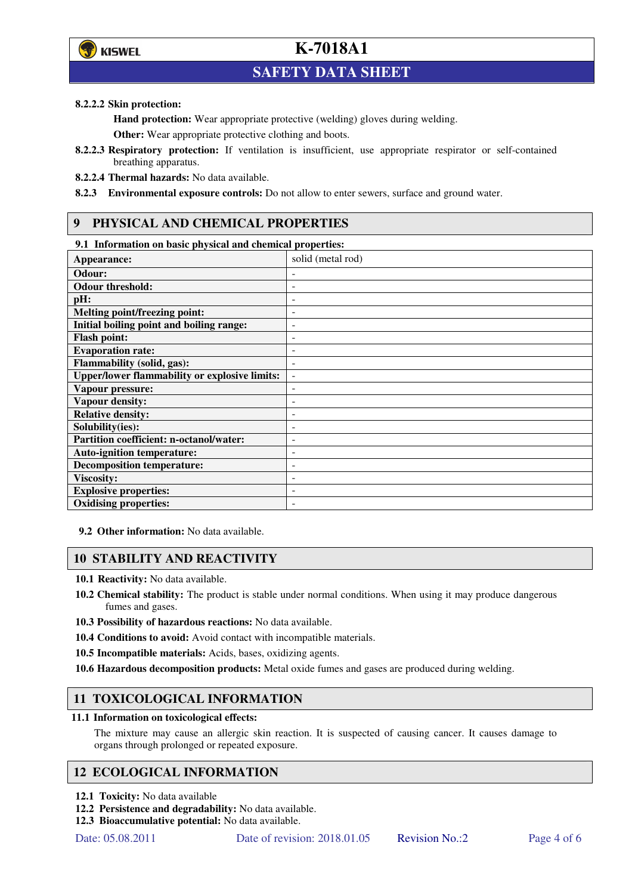**8.2.2.2 Skin protection:**

**Hand protection:** Wear appropriate protective (welding) gloves during welding.

**Other:** Wear appropriate protective clothing and boots.

**8.2.2.3 Respiratory protection:** If ventilation is insufficient, use appropriate respirator or self-contained breathing apparatus.

**8.2.2.4 Thermal hazards:** No data available.

**8.2.3 Environmental exposure controls:** Do not allow to enter sewers, surface and ground water.

## 9 PHYSICAL AND CHEMICAL PROPERTIES

**9.1 Information on basic physical and chemical properties:**

| | |
|---|---|
| **Appearance:** | solid (metal rod) |
| **Odour:** | - |
| **Odour threshold:** | - |
| **pH:** | - |
| **Melting point/freezing point:** | - |
| **Initial boiling point and boiling range:** | - |
| **Flash point:** | - |
| **Evaporation rate:** | - |
| **Flammability (solid, gas):** | - |
| **Upper/lower flammability or explosive limits:** | - |
| **Vapour pressure:** | - |
| **Vapour density:** | - |
| **Relative density:** | - |
| **Solubility(ies):** | - |
| **Partition coefficient: n-octanol/water:** | - |
| **Auto-ignition temperature:** | - |
| **Decomposition temperature:** | - |
| **Viscosity:** | - |
| **Explosive properties:** | - |
| **Oxidising properties:** | - |

**9.2 Other information:** No data available.

## 10 STABILITY AND REACTIVITY

**10.1 Reactivity:** No data available.

**10.2 Chemical stability:** The product is stable under normal conditions. When using it may produce dangerous fumes and gases.

**10.3 Possibility of hazardous reactions:** No data available.

**10.4 Conditions to avoid:** Avoid contact with incompatible materials.

**10.5 Incompatible materials:** Acids, bases, oxidizing agents.

**10.6 Hazardous decomposition products:** Metal oxide fumes and gases are produced during welding.

## 11 TOXICOLOGICAL INFORMATION

**11.1 Information on toxicological effects:**

The mixture may cause an allergic skin reaction. It is suspected of causing cancer. It causes damage to organs through prolonged or repeated exposure.

## 12 ECOLOGICAL INFORMATION

**12.1 Toxicity:** No data available

**12.2 Persistence and degradability:** No data available.

**12.3 Bioaccumulative potential:** No data available.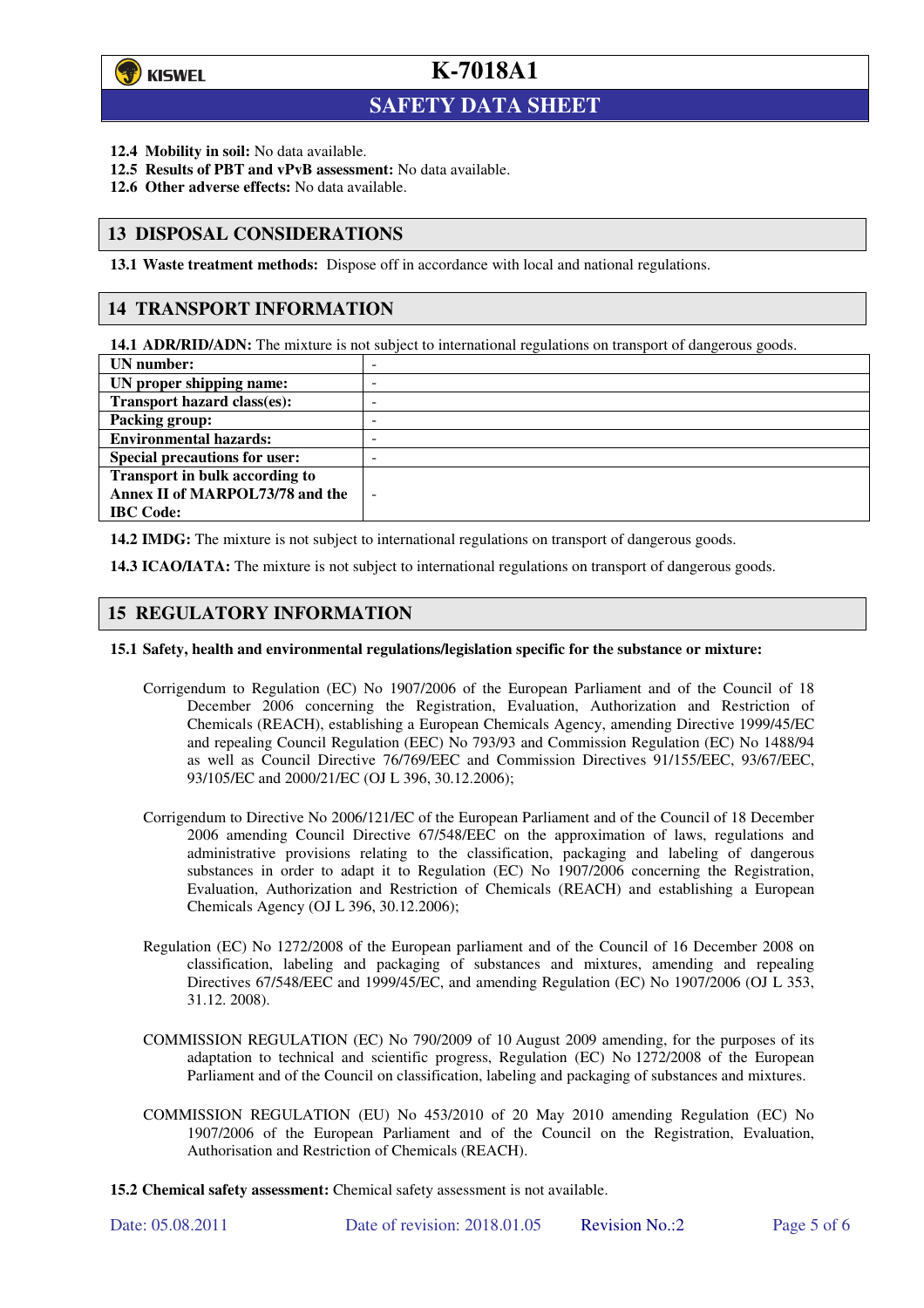**12.4 Mobility in soil:** No data available.

**12.5 Results of PBT and vPvB assessment:** No data available.

**12.6 Other adverse effects:** No data available.

## 13 DISPOSAL CONSIDERATIONS

**13.1 Waste treatment methods:** Dispose off in accordance with local and national regulations.

## 14 TRANSPORT INFORMATION

**14.1 ADR/RID/ADN:** The mixture is not subject to international regulations on transport of dangerous goods.

| | |
|---|---|
| **UN number:** | - |
| **UN proper shipping name:** | - |
| **Transport hazard class(es):** | - |
| **Packing group:** | - |
| **Environmental hazards:** | - |
| **Special precautions for user:** | - |
| **Transport in bulk according to Annex II of MARPOL73/78 and the IBC Code:** | - |

**14.2 IMDG:** The mixture is not subject to international regulations on transport of dangerous goods.

**14.3 ICAO/IATA:** The mixture is not subject to international regulations on transport of dangerous goods.

## 15 REGULATORY INFORMATION

**15.1 Safety, health and environmental regulations/legislation specific for the substance or mixture:**

Corrigendum to Regulation (EC) No 1907/2006 of the European Parliament and of the Council of 18 December 2006 concerning the Registration, Evaluation, Authorization and Restriction of Chemicals (REACH), establishing a European Chemicals Agency, amending Directive 1999/45/EC and repealing Council Regulation (EEC) No 793/93 and Commission Regulation (EC) No 1488/94 as well as Council Directive 76/769/EEC and Commission Directives 91/155/EEC, 93/67/EEC, 93/105/EC and 2000/21/EC (OJ L 396, 30.12.2006);

Corrigendum to Directive No 2006/121/EC of the European Parliament and of the Council of 18 December 2006 amending Council Directive 67/548/EEC on the approximation of laws, regulations and administrative provisions relating to the classification, packaging and labeling of dangerous substances in order to adapt it to Regulation (EC) No 1907/2006 concerning the Registration, Evaluation, Authorization and Restriction of Chemicals (REACH) and establishing a European Chemicals Agency (OJ L 396, 30.12.2006);

Regulation (EC) No 1272/2008 of the European parliament and of the Council of 16 December 2008 on classification, labeling and packaging of substances and mixtures, amending and repealing Directives 67/548/EEC and 1999/45/EC, and amending Regulation (EC) No 1907/2006 (OJ L 353, 31.12. 2008).

COMMISSION REGULATION (EC) No 790/2009 of 10 August 2009 amending, for the purposes of its adaptation to technical and scientific progress, Regulation (EC) No 1272/2008 of the European Parliament and of the Council on classification, labeling and packaging of substances and mixtures.

COMMISSION REGULATION (EU) No 453/2010 of 20 May 2010 amending Regulation (EC) No 1907/2006 of the European Parliament and of the Council on the Registration, Evaluation, Authorisation and Restriction of Chemicals (REACH).

**15.2 Chemical safety assessment:** Chemical safety assessment is not available.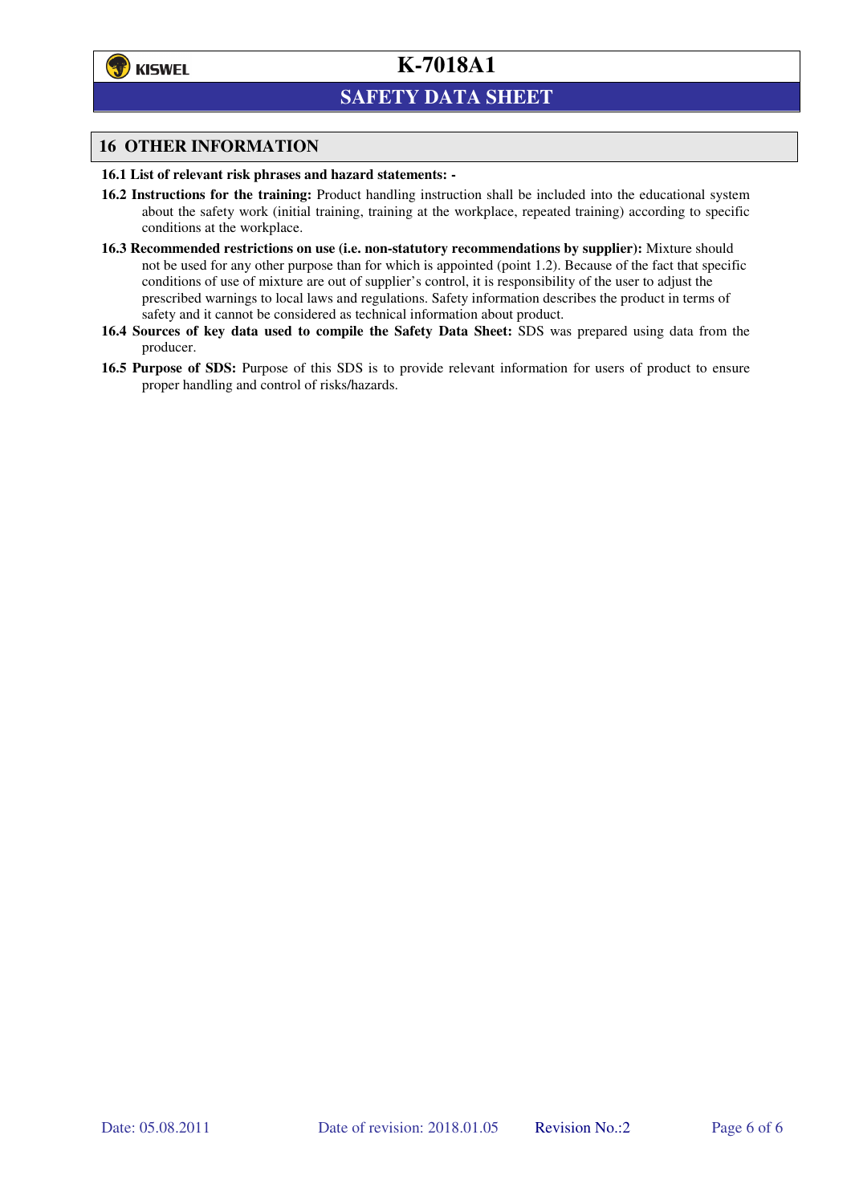## 16 OTHER INFORMATION

**16.1 List of relevant risk phrases and hazard statements: -**

**16.2 Instructions for the training:** Product handling instruction shall be included into the educational system about the safety work (initial training, training at the workplace, repeated training) according to specific conditions at the workplace.

**16.3 Recommended restrictions on use (i.e. non-statutory recommendations by supplier):** Mixture should not be used for any other purpose than for which is appointed (point 1.2). Because of the fact that specific conditions of use of mixture are out of supplier's control, it is responsibility of the user to adjust the prescribed warnings to local laws and regulations. Safety information describes the product in terms of safety and it cannot be considered as technical information about product.

**16.4 Sources of key data used to compile the Safety Data Sheet:** SDS was prepared using data from the producer.

**16.5 Purpose of SDS:** Purpose of this SDS is to provide relevant information for users of product to ensure proper handling and control of risks/hazards.